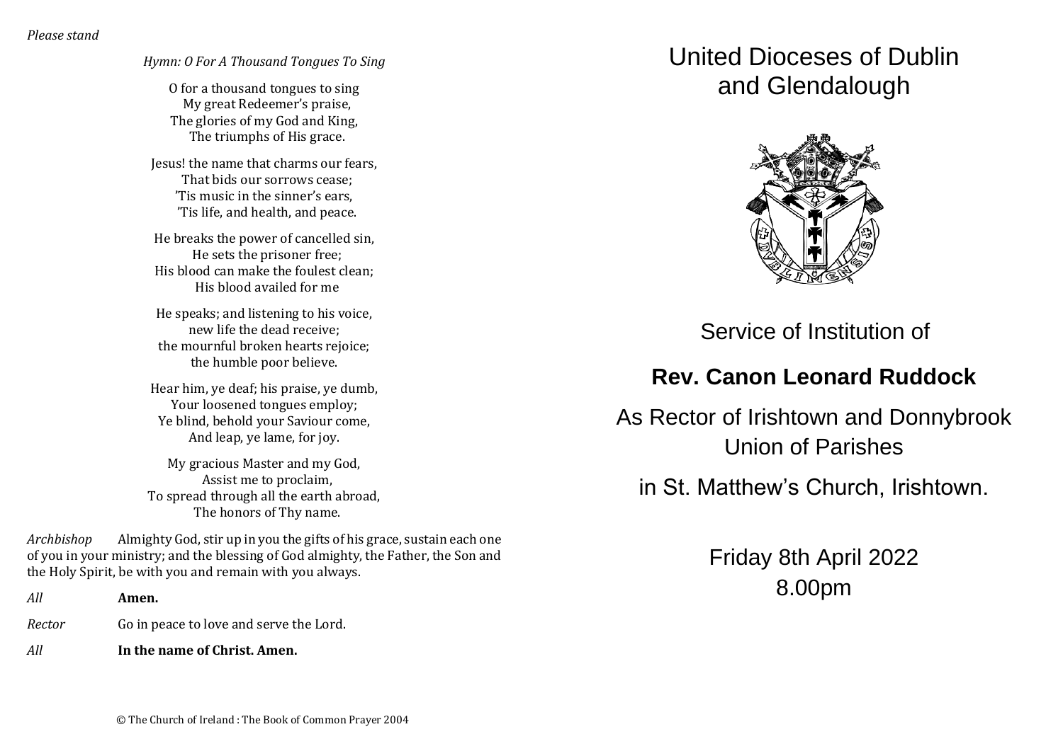*Please stand*

*Hymn: O For A Thousand Tongues To Sing*

O for a thousand tongues to sing
My great Redeemer's praise,
The glories of my God and King,
The triumphs of His grace.

Jesus! the name that charms our fears,
That bids our sorrows cease;
'Tis music in the sinner's ears,
'Tis life, and health, and peace.

He breaks the power of cancelled sin,
He sets the prisoner free;
His blood can make the foulest clean;
His blood availed for me

He speaks; and listening to his voice,
new life the dead receive;
the mournful broken hearts rejoice;
the humble poor believe.

Hear him, ye deaf; his praise, ye dumb,
Your loosened tongues employ;
Ye blind, behold your Saviour come,
And leap, ye lame, for joy.

My gracious Master and my God,
Assist me to proclaim,
To spread through all the earth abroad,
The honors of Thy name.

*Archbishop* Almighty God, stir up in you the gifts of his grace, sustain each one of you in your ministry; and the blessing of God almighty, the Father, the Son and the Holy Spirit, be with you and remain with you always.

*All* **Amen.**

*Rector* Go in peace to love and serve the Lord.

*All* **In the name of Christ. Amen.**

© The Church of Ireland : The Book of Common Prayer 2004

# United Dioceses of Dublin and Glendalough

Service of Institution of

## Rev. Canon Leonard Ruddock

As Rector of Irishtown and Donnybrook Union of Parishes

in St. Matthew's Church, Irishtown.

Friday 8th April 2022
8.00pm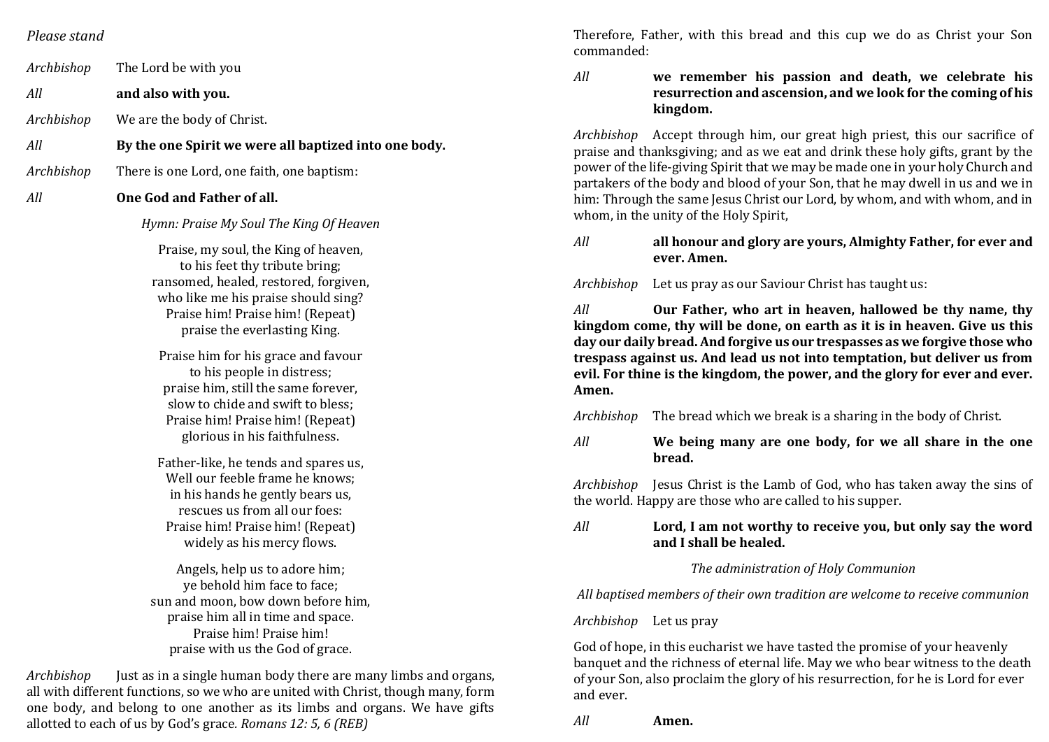*Please stand*

*Archbishop* The Lord be with you

*All* **and also with you.**

*Archbishop* We are the body of Christ.

*All* **By the one Spirit we were all baptized into one body.**

*Archbishop* There is one Lord, one faith, one baptism:

*All* **One God and Father of all.**

*Hymn: Praise My Soul The King Of Heaven*

Praise, my soul, the King of heaven,
to his feet thy tribute bring;
ransomed, healed, restored, forgiven,
who like me his praise should sing?
Praise him! Praise him! (Repeat)
praise the everlasting King.

Praise him for his grace and favour
to his people in distress;
praise him, still the same forever,
slow to chide and swift to bless;
Praise him! Praise him! (Repeat)
glorious in his faithfulness.

Father-like, he tends and spares us,
Well our feeble frame he knows;
in his hands he gently bears us,
rescues us from all our foes:
Praise him! Praise him! (Repeat)
widely as his mercy flows.

Angels, help us to adore him;
ye behold him face to face;
sun and moon, bow down before him,
praise him all in time and space.
Praise him! Praise him!
praise with us the God of grace.

*Archbishop* Just as in a single human body there are many limbs and organs, all with different functions, so we who are united with Christ, though many, form one body, and belong to one another as its limbs and organs. We have gifts allotted to each of us by God's grace. *Romans 12: 5, 6 (REB)*

Therefore, Father, with this bread and this cup we do as Christ your Son commanded:

*All* **we remember his passion and death, we celebrate his resurrection and ascension, and we look for the coming of his kingdom.**

*Archbishop* Accept through him, our great high priest, this our sacrifice of praise and thanksgiving; and as we eat and drink these holy gifts, grant by the power of the life-giving Spirit that we may be made one in your holy Church and partakers of the body and blood of your Son, that he may dwell in us and we in him: Through the same Jesus Christ our Lord, by whom, and with whom, and in whom, in the unity of the Holy Spirit,

*All* **all honour and glory are yours, Almighty Father, for ever and ever. Amen.**

*Archbishop* Let us pray as our Saviour Christ has taught us:

*All* **Our Father, who art in heaven, hallowed be thy name, thy kingdom come, thy will be done, on earth as it is in heaven. Give us this day our daily bread. And forgive us our trespasses as we forgive those who trespass against us. And lead us not into temptation, but deliver us from evil. For thine is the kingdom, the power, and the glory for ever and ever. Amen.**

*Archbishop* The bread which we break is a sharing in the body of Christ.

*All* **We being many are one body, for we all share in the one bread.**

*Archbishop* Jesus Christ is the Lamb of God, who has taken away the sins of the world. Happy are those who are called to his supper.

*All* **Lord, I am not worthy to receive you, but only say the word and I shall be healed.**

*The administration of Holy Communion*

*All baptised members of their own tradition are welcome to receive communion*

*Archbishop* Let us pray

God of hope, in this eucharist we have tasted the promise of your heavenly banquet and the richness of eternal life. May we who bear witness to the death of your Son, also proclaim the glory of his resurrection, for he is Lord for ever and ever.

*All* **Amen.**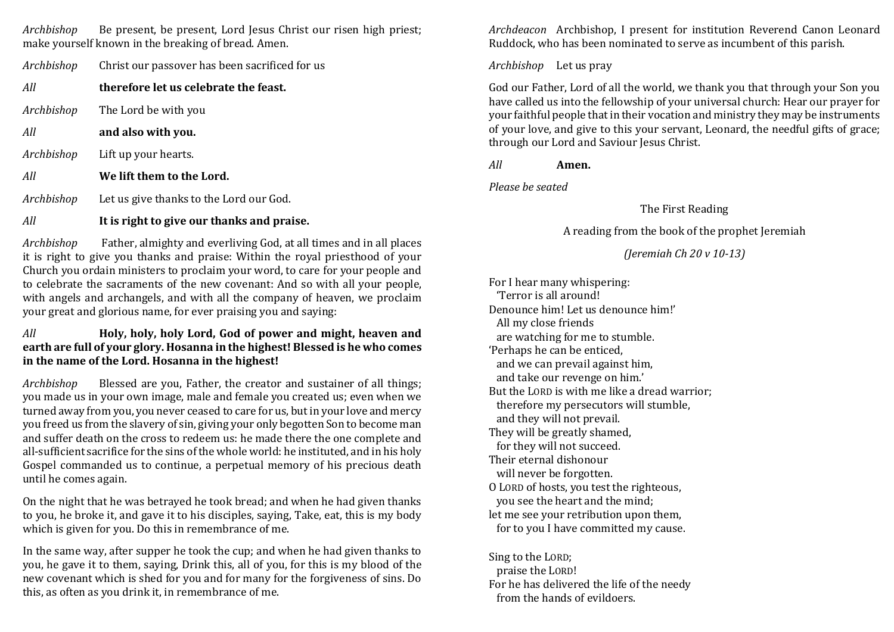*Archbishop* Be present, be present, Lord Jesus Christ our risen high priest; make yourself known in the breaking of bread. Amen.

*Archbishop* Christ our passover has been sacrificed for us

*All* **therefore let us celebrate the feast.**

*Archbishop* The Lord be with you

*All* **and also with you.**

*Archbishop* Lift up your hearts.

*All* **We lift them to the Lord.**

*Archbishop* Let us give thanks to the Lord our God.

*All* **It is right to give our thanks and praise.**

*Archbishop* Father, almighty and everliving God, at all times and in all places it is right to give you thanks and praise: Within the royal priesthood of your Church you ordain ministers to proclaim your word, to care for your people and to celebrate the sacraments of the new covenant: And so with all your people, with angels and archangels, and with all the company of heaven, we proclaim your great and glorious name, for ever praising you and saying:

*All* **Holy, holy, holy Lord, God of power and might, heaven and earth are full of your glory. Hosanna in the highest! Blessed is he who comes in the name of the Lord. Hosanna in the highest!**

*Archbishop* Blessed are you, Father, the creator and sustainer of all things; you made us in your own image, male and female you created us; even when we turned away from you, you never ceased to care for us, but in your love and mercy you freed us from the slavery of sin, giving your only begotten Son to become man and suffer death on the cross to redeem us: he made there the one complete and all-sufficient sacrifice for the sins of the whole world: he instituted, and in his holy Gospel commanded us to continue, a perpetual memory of his precious death until he comes again.

On the night that he was betrayed he took bread; and when he had given thanks to you, he broke it, and gave it to his disciples, saying, Take, eat, this is my body which is given for you. Do this in remembrance of me.

In the same way, after supper he took the cup; and when he had given thanks to you, he gave it to them, saying, Drink this, all of you, for this is my blood of the new covenant which is shed for you and for many for the forgiveness of sins. Do this, as often as you drink it, in remembrance of me.

*Archdeacon* Archbishop, I present for institution Reverend Canon Leonard Ruddock, who has been nominated to serve as incumbent of this parish.

*Archbishop* Let us pray

God our Father, Lord of all the world, we thank you that through your Son you have called us into the fellowship of your universal church: Hear our prayer for your faithful people that in their vocation and ministry they may be instruments of your love, and give to this your servant, Leonard, the needful gifts of grace; through our Lord and Saviour Jesus Christ.

*All* **Amen.**

*Please be seated*

The First Reading

A reading from the book of the prophet Jeremiah

*(Jeremiah Ch 20 v 10-13)*

For I hear many whispering:  
  'Terror is all around!  
Denounce him! Let us denounce him!'  
  All my close friends  
  are watching for me to stumble.  
'Perhaps he can be enticed,  
  and we can prevail against him,  
  and take our revenge on him.'  
But the LORD is with me like a dread warrior;  
  therefore my persecutors will stumble,  
  and they will not prevail.  
They will be greatly shamed,  
  for they will not succeed.  
Their eternal dishonour  
  will never be forgotten.  
O LORD of hosts, you test the righteous,  
  you see the heart and the mind;  
let me see your retribution upon them,  
  for to you I have committed my cause.

Sing to the LORD;  
  praise the LORD!  
For he has delivered the life of the needy  
  from the hands of evildoers.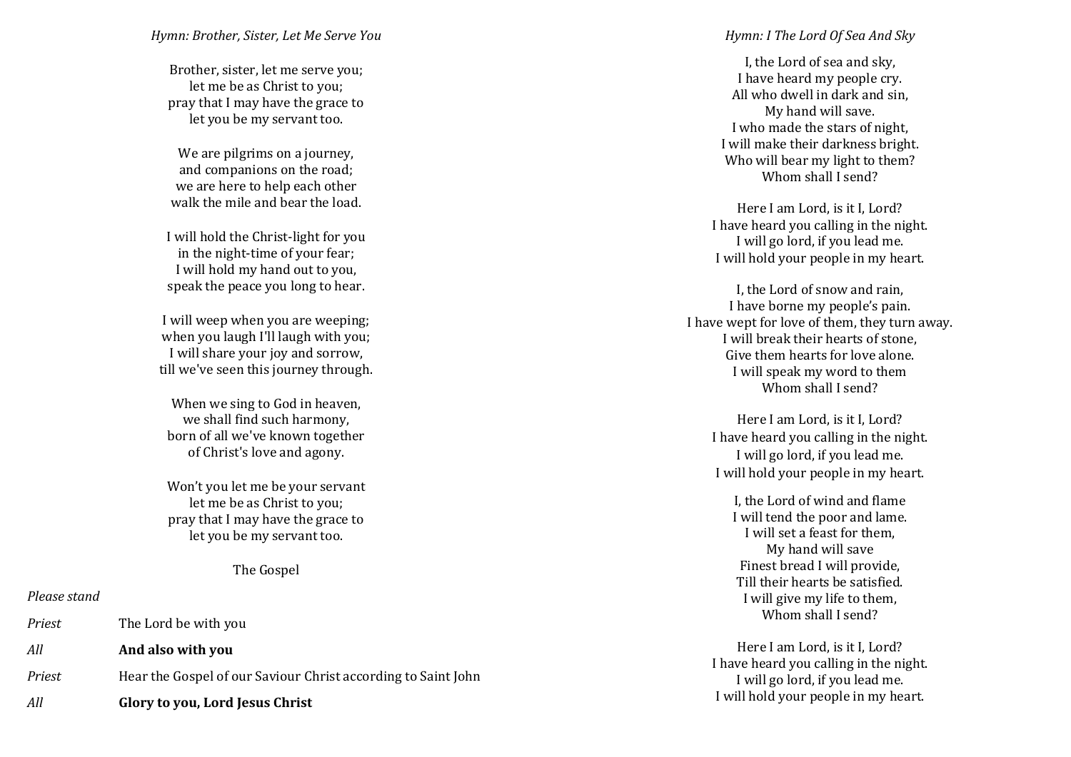*Hymn: Brother, Sister, Let Me Serve You*

Brother, sister, let me serve you;
let me be as Christ to you;
pray that I may have the grace to
let you be my servant too.

We are pilgrims on a journey,
and companions on the road;
we are here to help each other
walk the mile and bear the load.

I will hold the Christ-light for you
in the night-time of your fear;
I will hold my hand out to you,
speak the peace you long to hear.

I will weep when you are weeping;
when you laugh I'll laugh with you;
I will share your joy and sorrow,
till we've seen this journey through.

When we sing to God in heaven,
we shall find such harmony,
born of all we've known together
of Christ's love and agony.

Won't you let me be your servant
let me be as Christ to you;
pray that I may have the grace to
let you be my servant too.

The Gospel

*Please stand*

*Priest* The Lord be with you

*All* **And also with you**

*Priest* Hear the Gospel of our Saviour Christ according to Saint John

*All* **Glory to you, Lord Jesus Christ**

*Hymn: I The Lord Of Sea And Sky*

I, the Lord of sea and sky,
I have heard my people cry.
All who dwell in dark and sin,
My hand will save.
I who made the stars of night,
I will make their darkness bright.
Who will bear my light to them?
Whom shall I send?

Here I am Lord, is it I, Lord?
I have heard you calling in the night.
I will go lord, if you lead me.
I will hold your people in my heart.

I, the Lord of snow and rain,
I have borne my people's pain.
I have wept for love of them, they turn away.
I will break their hearts of stone,
Give them hearts for love alone.
I will speak my word to them
Whom shall I send?

Here I am Lord, is it I, Lord?
I have heard you calling in the night.
I will go lord, if you lead me.
I will hold your people in my heart.

I, the Lord of wind and flame
I will tend the poor and lame.
I will set a feast for them,
My hand will save
Finest bread I will provide,
Till their hearts be satisfied.
I will give my life to them,
Whom shall I send?

Here I am Lord, is it I, Lord?
I have heard you calling in the night.
I will go lord, if you lead me.
I will hold your people in my heart.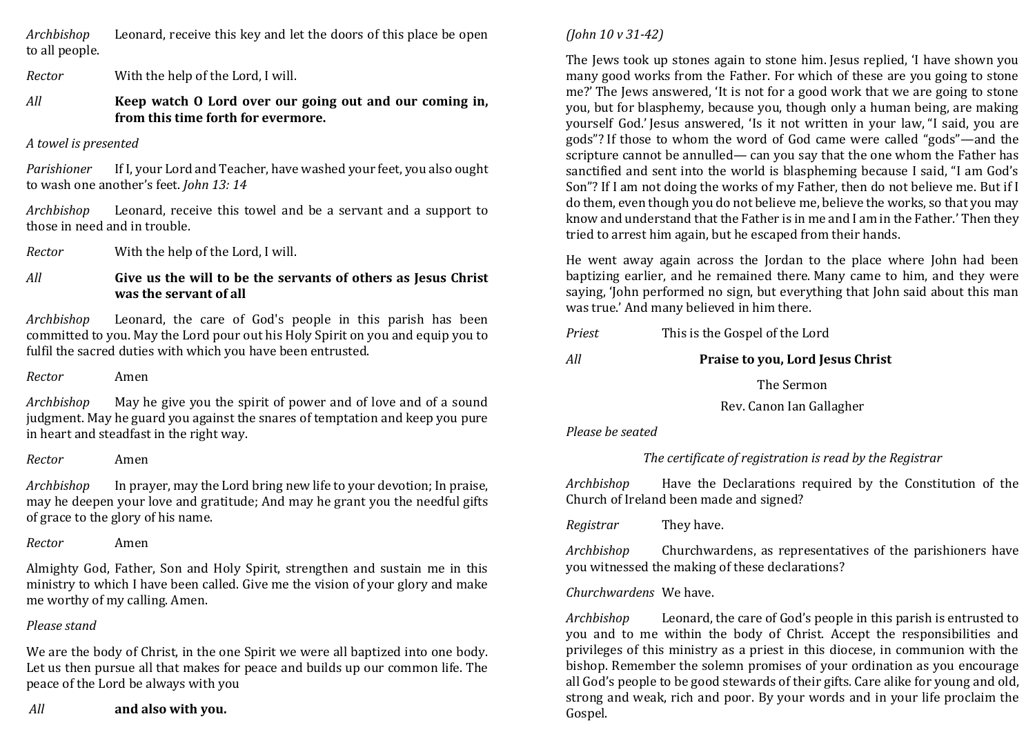*Archbishop* Leonard, receive this key and let the doors of this place be open to all people.

*Rector* With the help of the Lord, I will.

*All* **Keep watch O Lord over our going out and our coming in, from this time forth for evermore.**

*A towel is presented*

*Parishioner* If I, your Lord and Teacher, have washed your feet, you also ought to wash one another's feet. *John 13: 14*

*Archbishop* Leonard, receive this towel and be a servant and a support to those in need and in trouble.

*Rector* With the help of the Lord, I will.

*All* **Give us the will to be the servants of others as Jesus Christ was the servant of all**

*Archbishop* Leonard, the care of God's people in this parish has been committed to you. May the Lord pour out his Holy Spirit on you and equip you to fulfil the sacred duties with which you have been entrusted.

*Rector* Amen

*Archbishop* May he give you the spirit of power and of love and of a sound judgment. May he guard you against the snares of temptation and keep you pure in heart and steadfast in the right way.

*Rector* Amen

*Archbishop* In prayer, may the Lord bring new life to your devotion; In praise, may he deepen your love and gratitude; And may he grant you the needful gifts of grace to the glory of his name.

*Rector* Amen

Almighty God, Father, Son and Holy Spirit, strengthen and sustain me in this ministry to which I have been called. Give me the vision of your glory and make me worthy of my calling. Amen.

*Please stand*

We are the body of Christ, in the one Spirit we were all baptized into one body. Let us then pursue all that makes for peace and builds up our common life. The peace of the Lord be always with you

*All* **and also with you.**

*(John 10 v 31-42)*

The Jews took up stones again to stone him. Jesus replied, 'I have shown you many good works from the Father. For which of these are you going to stone me?' The Jews answered, 'It is not for a good work that we are going to stone you, but for blasphemy, because you, though only a human being, are making yourself God.' Jesus answered, 'Is it not written in your law, "I said, you are gods"? If those to whom the word of God came were called "gods"—and the scripture cannot be annulled— can you say that the one whom the Father has sanctified and sent into the world is blaspheming because I said, "I am God's Son"? If I am not doing the works of my Father, then do not believe me. But if I do them, even though you do not believe me, believe the works, so that you may know and understand that the Father is in me and I am in the Father.' Then they tried to arrest him again, but he escaped from their hands.

He went away again across the Jordan to the place where John had been baptizing earlier, and he remained there. Many came to him, and they were saying, 'John performed no sign, but everything that John said about this man was true.' And many believed in him there.

*Priest* This is the Gospel of the Lord

*All* **Praise to you, Lord Jesus Christ**

The Sermon

Rev. Canon Ian Gallagher

*Please be seated*

*The certificate of registration is read by the Registrar*

*Archbishop* Have the Declarations required by the Constitution of the Church of Ireland been made and signed?

*Registrar* They have.

*Archbishop* Churchwardens, as representatives of the parishioners have you witnessed the making of these declarations?

*Churchwardens* We have.

*Archbishop* Leonard, the care of God's people in this parish is entrusted to you and to me within the body of Christ. Accept the responsibilities and privileges of this ministry as a priest in this diocese, in communion with the bishop. Remember the solemn promises of your ordination as you encourage all God's people to be good stewards of their gifts. Care alike for young and old, strong and weak, rich and poor. By your words and in your life proclaim the Gospel.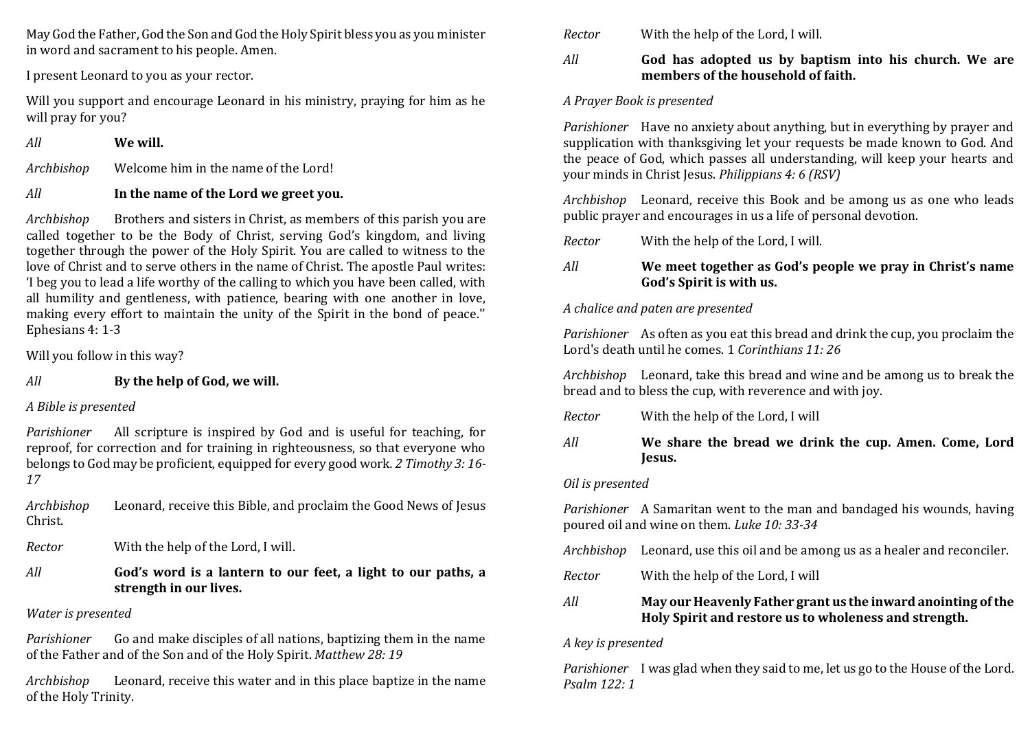May God the Father, God the Son and God the Holy Spirit bless you as you minister in word and sacrament to his people. Amen.

I present Leonard to you as your rector.

Will you support and encourage Leonard in his ministry, praying for him as he will pray for you?

*All* **We will.**

*Archbishop* Welcome him in the name of the Lord!

*All* **In the name of the Lord we greet you.**

*Archbishop* Brothers and sisters in Christ, as members of this parish you are called together to be the Body of Christ, serving God's kingdom, and living together through the power of the Holy Spirit. You are called to witness to the love of Christ and to serve others in the name of Christ. The apostle Paul writes: 'I beg you to lead a life worthy of the calling to which you have been called, with all humility and gentleness, with patience, bearing with one another in love, making every effort to maintain the unity of the Spirit in the bond of peace.'' Ephesians 4: 1-3

Will you follow in this way?

*All* **By the help of God, we will.**

*A Bible is presented*

*Parishioner* All scripture is inspired by God and is useful for teaching, for reproof, for correction and for training in righteousness, so that everyone who belongs to God may be proficient, equipped for every good work*. 2 Timothy 3: 16-17*

*Archbishop* Leonard, receive this Bible, and proclaim the Good News of Jesus Christ.

*Rector* With the help of the Lord, I will.

*All* **God's word is a lantern to our feet, a light to our paths, a strength in our lives.**

*Water is presented*

*Parishioner* Go and make disciples of all nations, baptizing them in the name of the Father and of the Son and of the Holy Spirit. *Matthew 28: 19*

*Archbishop* Leonard, receive this water and in this place baptize in the name of the Holy Trinity.

*Rector* With the help of the Lord, I will.

*All* **God has adopted us by baptism into his church. We are members of the household of faith.**

*A Prayer Book is presented*

*Parishioner* Have no anxiety about anything, but in everything by prayer and supplication with thanksgiving let your requests be made known to God. And the peace of God, which passes all understanding, will keep your hearts and your minds in Christ Jesus. *Philippians 4: 6 (RSV)*

*Archbishop* Leonard, receive this Book and be among us as one who leads public prayer and encourages in us a life of personal devotion.

*Rector* With the help of the Lord, I will.

*All* **We meet together as God's people we pray in Christ's name God's Spirit is with us.**

*A chalice and paten are presented*

*Parishioner* As often as you eat this bread and drink the cup, you proclaim the Lord's death until he comes. 1 *Corinthians 11: 26*

*Archbishop* Leonard, take this bread and wine and be among us to break the bread and to bless the cup, with reverence and with joy.

*Rector* With the help of the Lord, I will

*All* **We share the bread we drink the cup. Amen. Come, Lord Jesus.**

*Oil is presented*

*Parishioner* A Samaritan went to the man and bandaged his wounds, having poured oil and wine on them. *Luke 10: 33-34*

*Archbishop* Leonard, use this oil and be among us as a healer and reconciler.

*Rector* With the help of the Lord, I will

*All* **May our Heavenly Father grant us the inward anointing of the Holy Spirit and restore us to wholeness and strength.**

*A key is presented*

*Parishioner* I was glad when they said to me, let us go to the House of the Lord. *Psalm 122: 1*